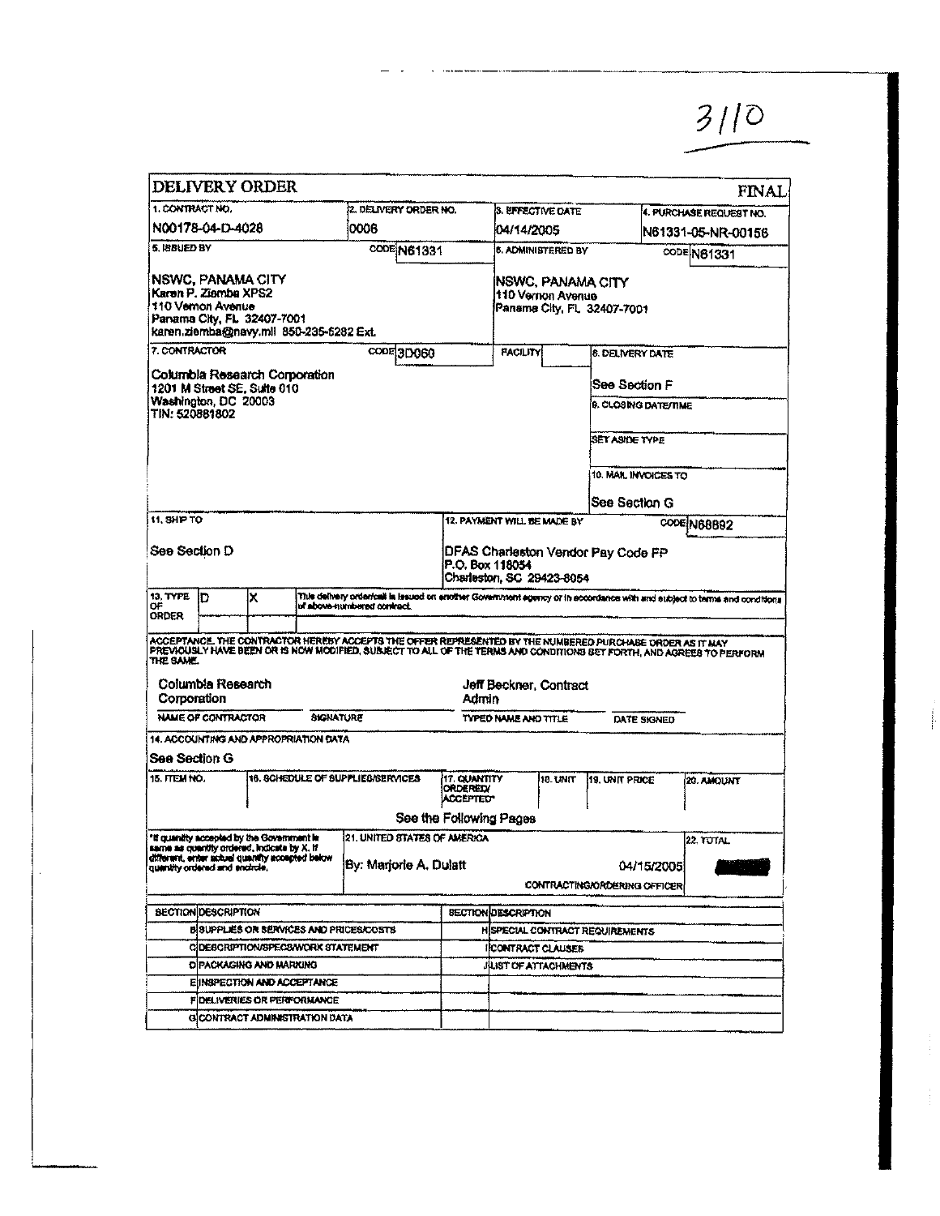3110

# DELIVERY ORDER

**FINAL**

| 1. CONTRACT NO. | 2. DELIVERY ORDER NO. | 3. EFFECTIVE DATE | 4. PURCHASE REQUEST NO. |
|---|---|---|---|
| N00178-04-D-4028 | 0006 | 04/14/2005 | N61331-05-NR-00156 |

| 5. ISSUED BY | CODE N61331 | 6. ADMINISTERED BY | CODE N61331 |
|---|---|---|---|
| NSWC, PANAMA CITY<br>Karen P. Ziemba XPS2<br>110 Vernon Avenue<br>Panama City, FL 32407-7001<br>karen.ziemba@navy.mil 850-235-5282 Ext. | | NSWC, PANAMA CITY<br>110 Vernon Avenue<br>Panama City, FL 32407-7001 | |

| 7. CONTRACTOR | CODE 3D060 | FACILITY | 8. DELIVERY DATE |
|---|---|---|---|
| Columbia Research Corporation<br>1201 M Street SE, Suite 010<br>Washington, DC 20003<br>TIN: 520881802 | | | See Section F |
| | | | 9. CLOSING DATE/TIME |
| | | | SET ASIDE TYPE |
| | | | 10. MAIL INVOICES TO<br>See Section G |

| 11. SHIP TO | 12. PAYMENT WILL BE MADE BY | CODE N68892 |
|---|---|---|
| See Section D | DFAS Charleston Vendor Pay Code FP<br>P.O. Box 118054<br>Charleston, SC 29423-8054 | |

| 13. TYPE OF ORDER | D | X | This delivery order/call is issued on another Government agency or in accordance with and subject to terms and conditions of above-numbered contract. |
|---|---|---|---|

ACCEPTANCE. THE CONTRACTOR HEREBY ACCEPTS THE OFFER REPRESENTED BY THE NUMBERED PURCHASE ORDER AS IT MAY PREVIOUSLY HAVE BEEN OR IS NOW MODIFIED, SUBJECT TO ALL OF THE TERMS AND CONDITIONS SET FORTH, AND AGREES TO PERFORM THE SAME.

| NAME OF CONTRACTOR | SIGNATURE | TYPED NAME AND TITLE | DATE SIGNED |
|---|---|---|---|
| Columbia Research Corporation | | Jeff Beckner, Contract Admin | |

14. ACCOUNTING AND APPROPRIATION DATA

See Section G

| 15. ITEM NO. | 16. SCHEDULE OF SUPPLIES/SERVICES | 17. QUANTITY ORDERED/ ACCEPTED* | 18. UNIT | 19. UNIT PRICE | 20. AMOUNT |
|---|---|---|---|---|---|
| | | See the Following Pages | | | |

| *If quantity accepted by the Government is same as quantity ordered, indicate by X. If different, enter actual quantity accepted below quantity ordered and encircle. | 21. UNITED STATES OF AMERICA<br>By: Marjorie A. Dulatt 04/15/2005<br>CONTRACTING/ORDERING OFFICER | 22. TOTAL<br>[redacted] |
|---|---|---|

| SECTION | DESCRIPTION | SECTION | DESCRIPTION |
|---|---|---|---|
| B | SUPPLIES OR SERVICES AND PRICES/COSTS | H | SPECIAL CONTRACT REQUIREMENTS |
| C | DESCRIPTION/SPECS/WORK STATEMENT | I | CONTRACT CLAUSES |
| D | PACKAGING AND MARKING | J | LIST OF ATTACHMENTS |
| E | INSPECTION AND ACCEPTANCE | | |
| F | DELIVERIES OR PERFORMANCE | | |
| G | CONTRACT ADMINISTRATION DATA | | |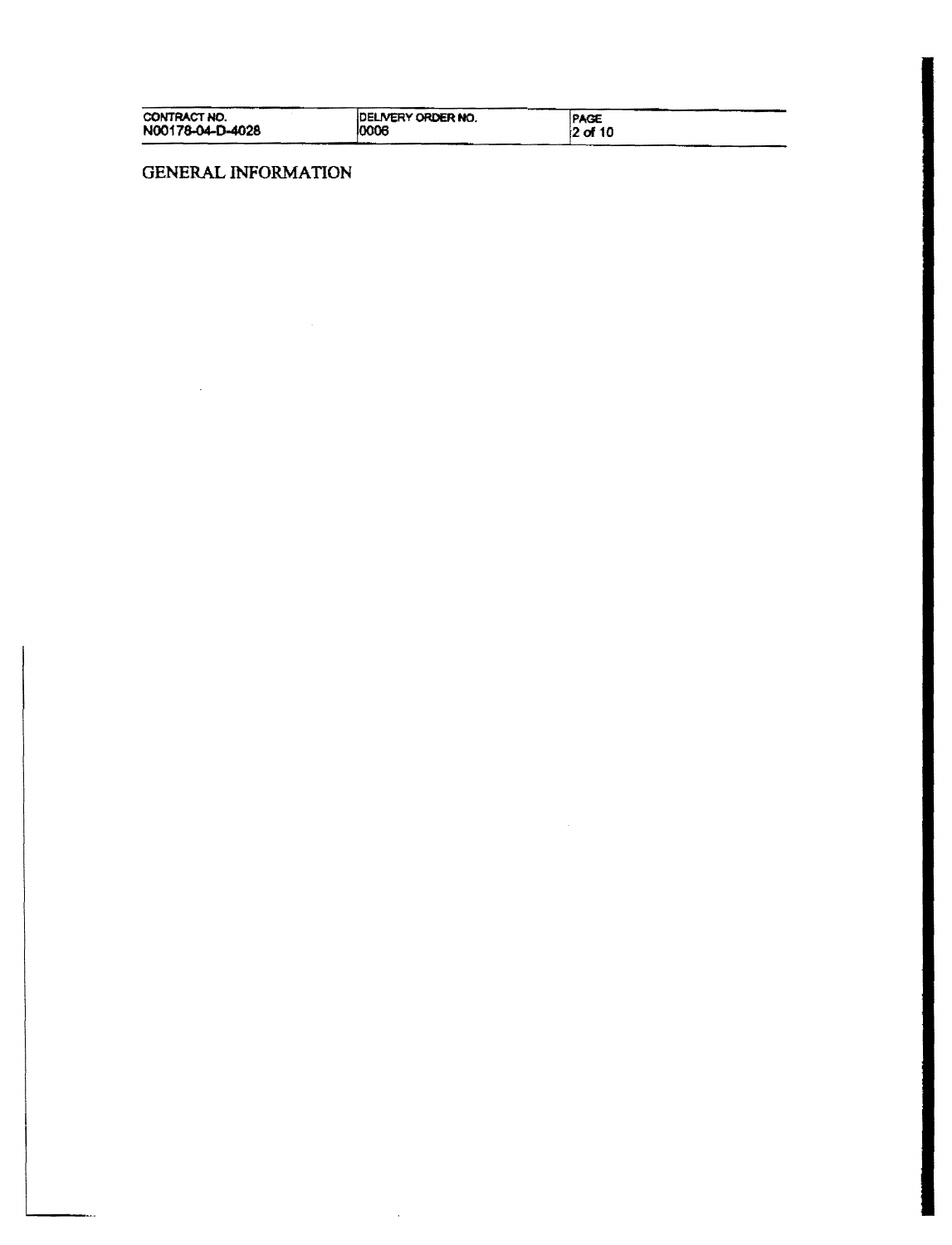| CONTRACT NO. | DELIVERY ORDER NO. | PAGE |
|---|---|---|
| N00178-04-D-4028 | 0006 | 2 of 10 |

GENERAL INFORMATION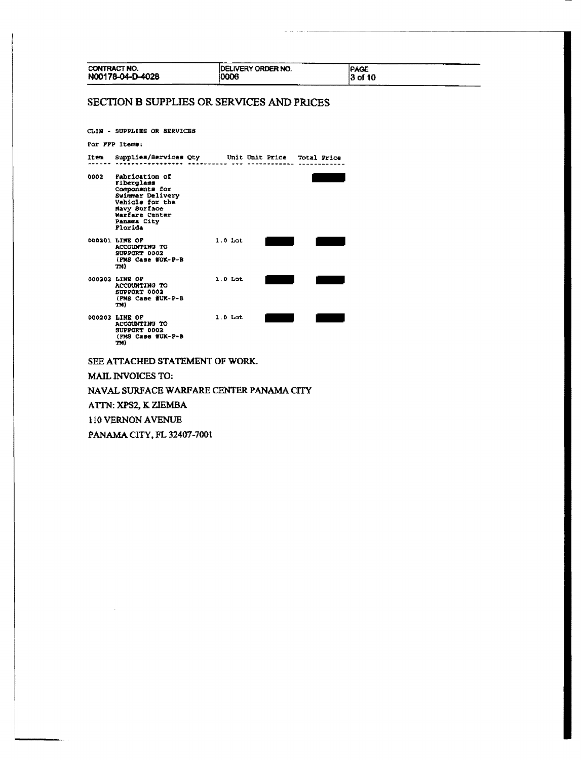CONTRACT NO. N00178-04-D-4028 | DELIVERY ORDER NO. 0006

# SECTION B SUPPLIES OR SERVICES AND PRICES

CLIN - SUPPLIES OR SERVICES

For FFP Items:

| Item | Supplies/Services | Qty | Unit | Unit Price | Total Price |
|---|---|---|---|---|---|
| 0002 | Fabrication of Fiberglass Components for Swimmer Delivery Vehicle for the Navy Surface Warfare Center Panama City Florida | | | | |
| 000201 | LINE OF ACCOUNTING TO SUPPORT 0002 (FMS Case #UK-P-B TM) | 1.0 | Lot | | |
| 000202 | LINE OF ACCOUNTING TO SUPPORT 0002 (FMS Case #UK-P-B TM) | 1.0 | Lot | | |
| 000203 | LINE OF ACCOUNTING TO SUPPORT 0002 (FMS Case #UK-P-B TM) | 1.0 | Lot | | |

SEE ATTACHED STATEMENT OF WORK.

MAIL INVOICES TO:

NAVAL SURFACE WARFARE CENTER PANAMA CITY

ATTN: XPS2, K ZIEMBA

110 VERNON AVENUE

PANAMA CITY, FL 32407-7001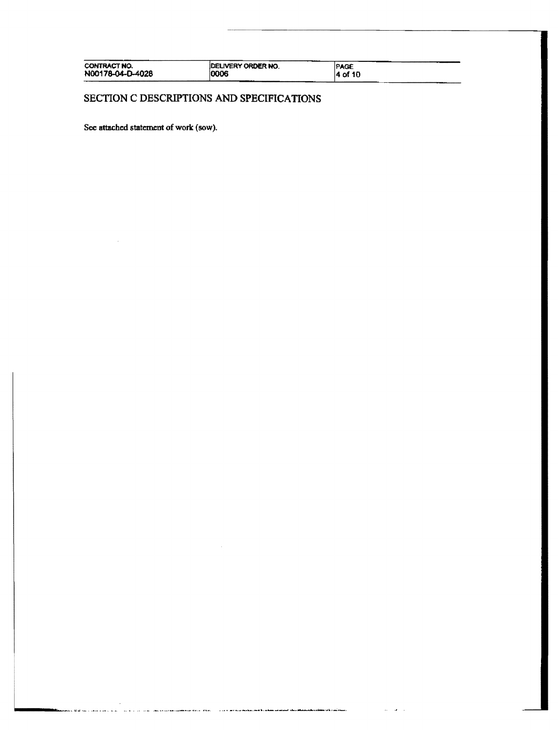| CONTRACT NO. | DELIVERY ORDER NO. | PAGE |
| --- | --- | --- |
| N00178-04-D-4028 | 0006 | 4 of 10 |

# SECTION C DESCRIPTIONS AND SPECIFICATIONS

See attached statement of work (sow).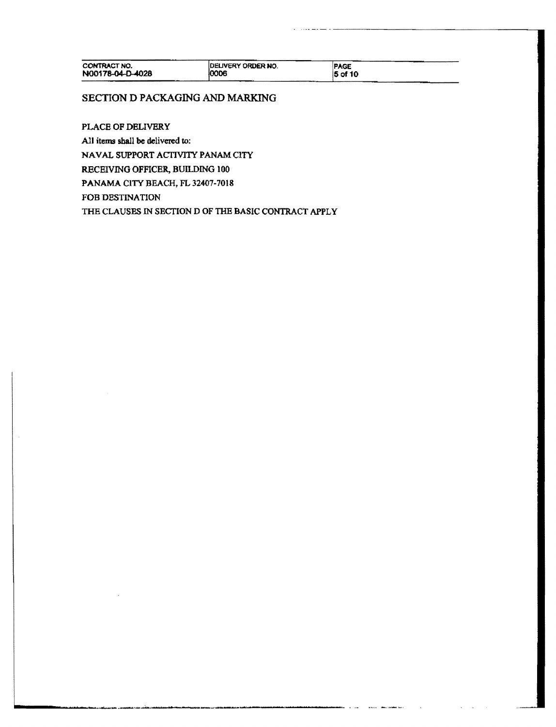## SECTION D PACKAGING AND MARKING

PLACE OF DELIVERY

All items shall be delivered to:

NAVAL SUPPORT ACTIVITY PANAM CITY

RECEIVING OFFICER, BUILDING 100

PANAMA CITY BEACH, FL 32407-7018

FOB DESTINATION

THE CLAUSES IN SECTION D OF THE BASIC CONTRACT APPLY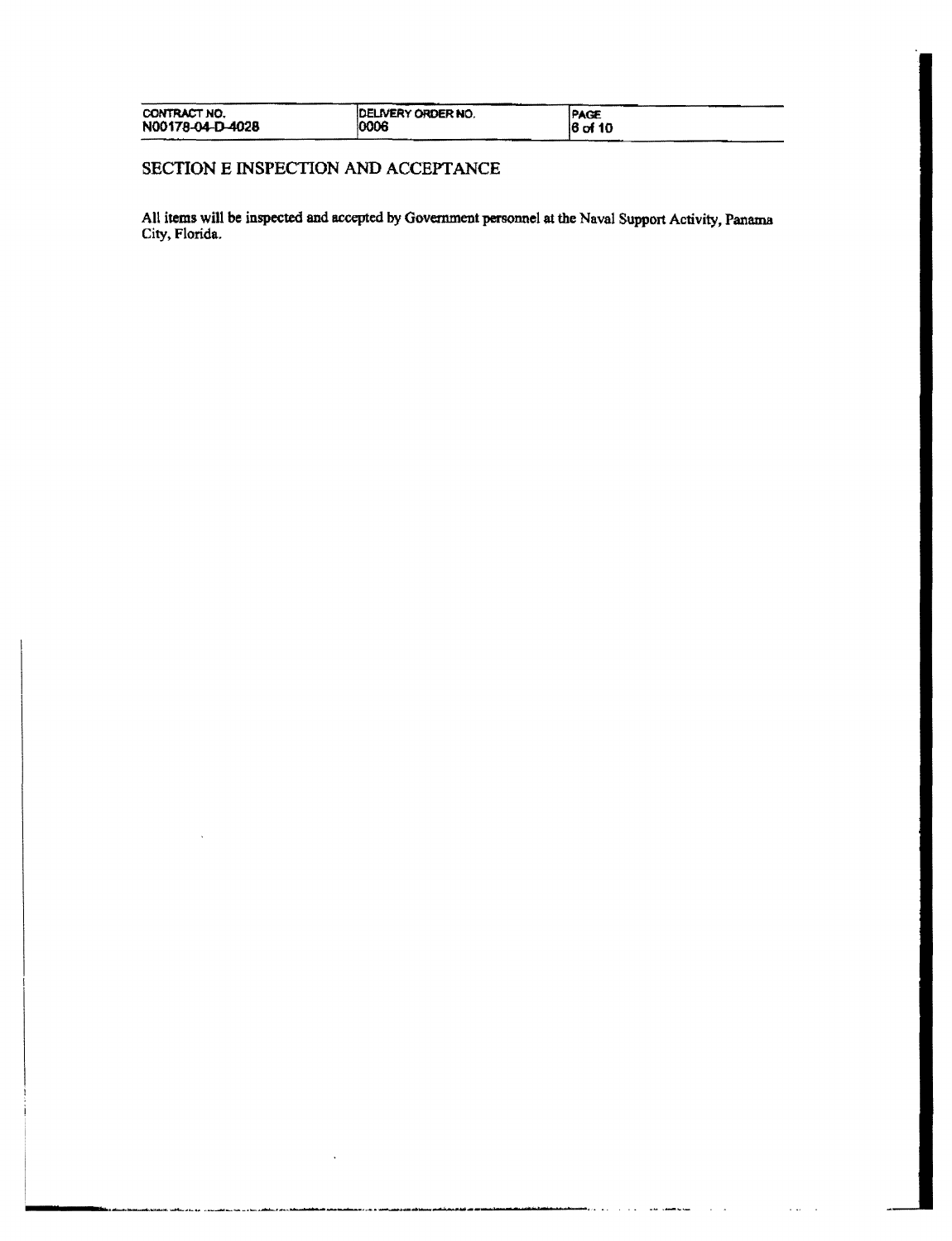# SECTION E INSPECTION AND ACCEPTANCE

All items will be inspected and accepted by Government personnel at the Naval Support Activity, Panama City, Florida.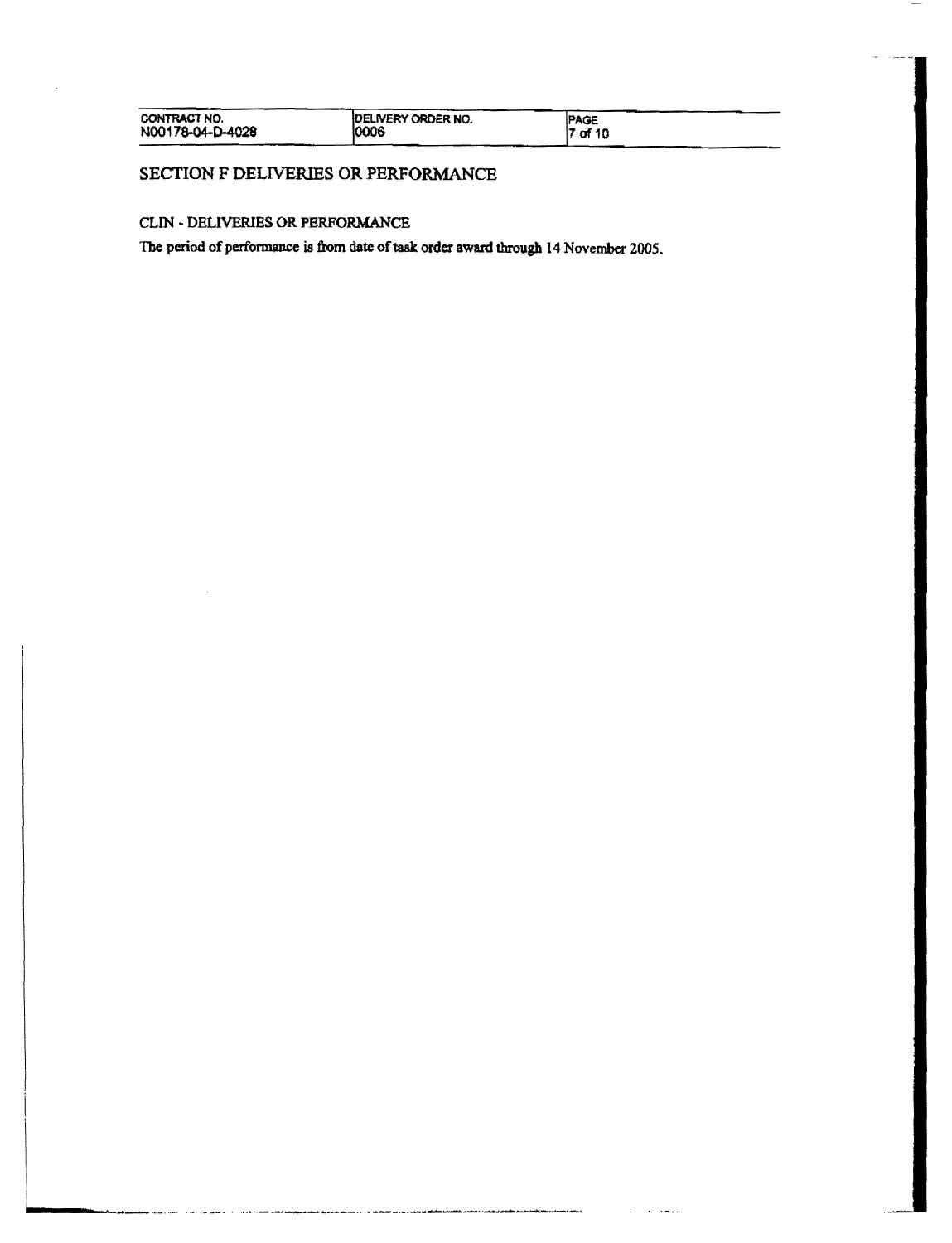| CONTRACT NO. | DELIVERY ORDER NO. | PAGE |
| --- | --- | --- |
| N00178-04-D-4028 | 0006 | 7 of 10 |

# SECTION F DELIVERIES OR PERFORMANCE

## CLIN - DELIVERIES OR PERFORMANCE

The period of performance is from date of task order award through 14 November 2005.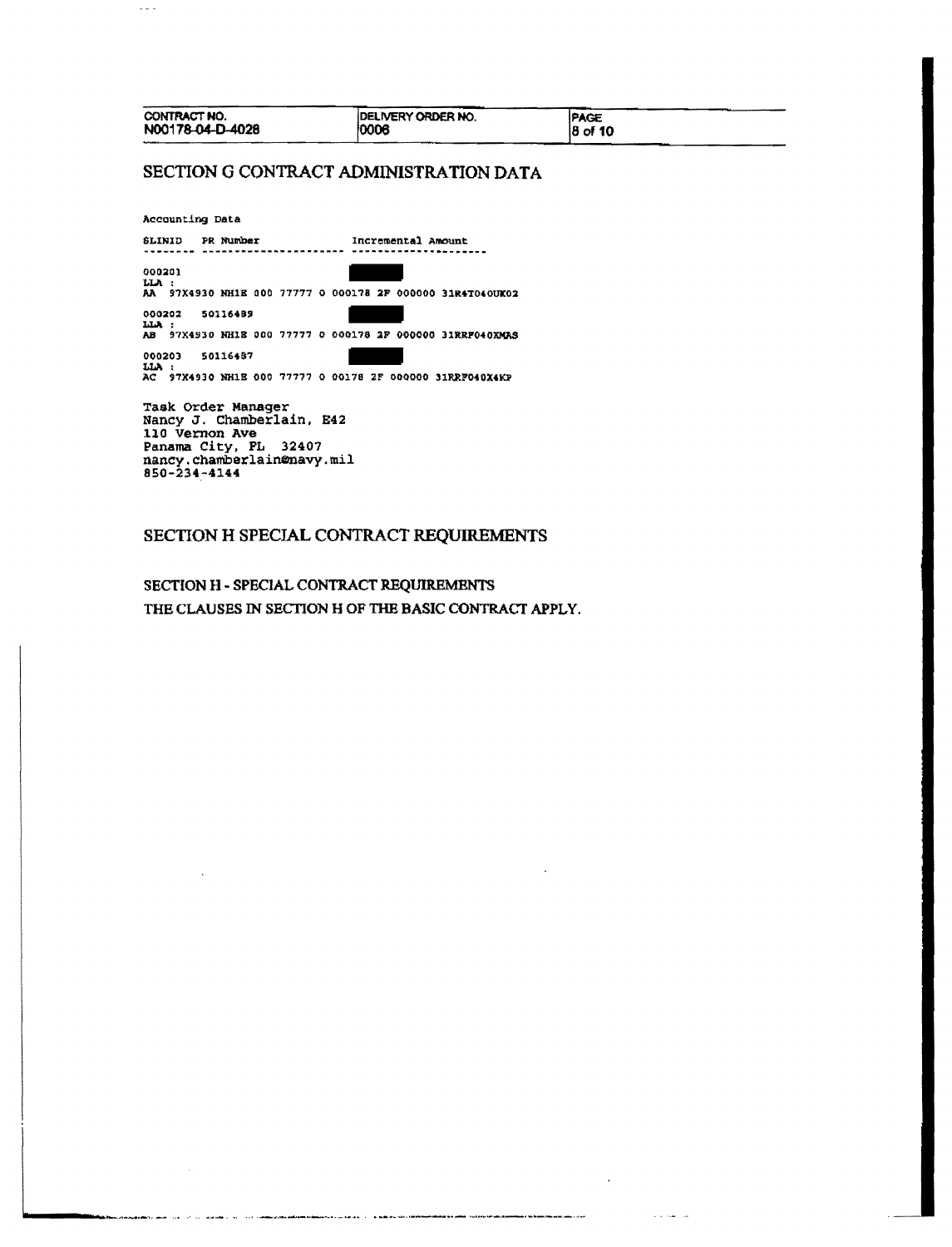| CONTRACT NO. | DELIVERY ORDER NO. | PAGE |
| --- | --- | --- |
| N00178-04-D-4028 | 0006 | 8 of 10 |

## SECTION G CONTRACT ADMINISTRATION DATA

Accounting Data

```
SLINID   PR Number              Incremental Amount
-------- ---------------------- ---------------------

000201
LLA :
AA  97X4930 NH1E 000 77777 0 000178 2F 000000 31R4T040UK02

000202   50116489
LLA :
AB  97X4930 NH1E 000 77777 0 000178 2F 000000 31RRF040XMAS

000203   50116487
LLA :
AC  97X4930 NH1E 000 77777 0 00178 2F 000000 31RRF040X4KP
```

Task Order Manager
Nancy J. Chamberlain, E42
110 Vernon Ave
Panama City, FL 32407
nancy.chamberlain@navy.mil
850-234-4144

## SECTION H SPECIAL CONTRACT REQUIREMENTS

SECTION H - SPECIAL CONTRACT REQUIREMENTS

THE CLAUSES IN SECTION H OF THE BASIC CONTRACT APPLY.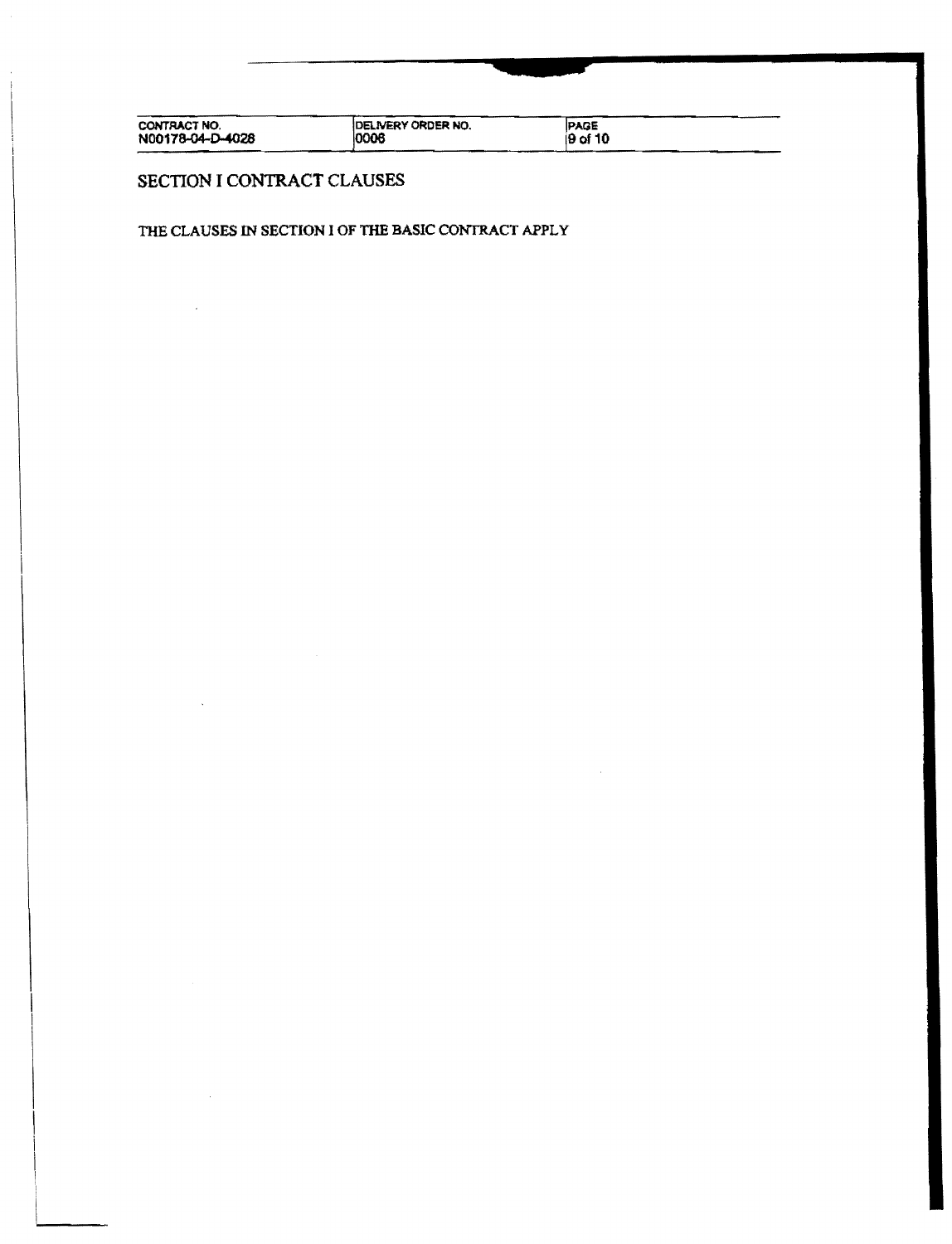# SECTION I CONTRACT CLAUSES

THE CLAUSES IN SECTION I OF THE BASIC CONTRACT APPLY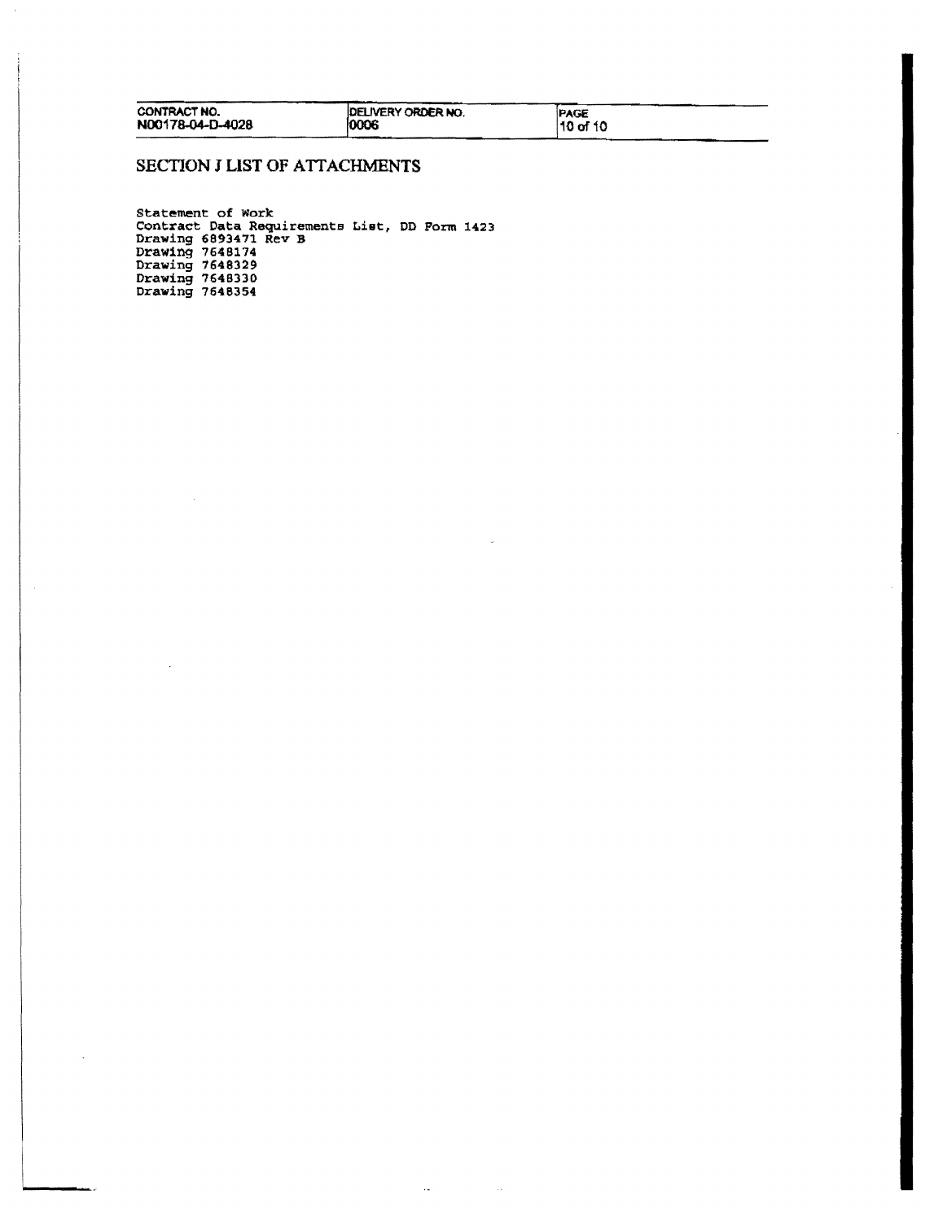| CONTRACT NO. | DELIVERY ORDER NO. | PAGE |
| --- | --- | --- |
| N00178-04-D-4028 | 0006 | 10 of 10 |

# SECTION J LIST OF ATTACHMENTS

Statement of Work
Contract Data Requirements List, DD Form 1423
Drawing 6893471 Rev B
Drawing 7648174
Drawing 7648329
Drawing 7648330
Drawing 7648354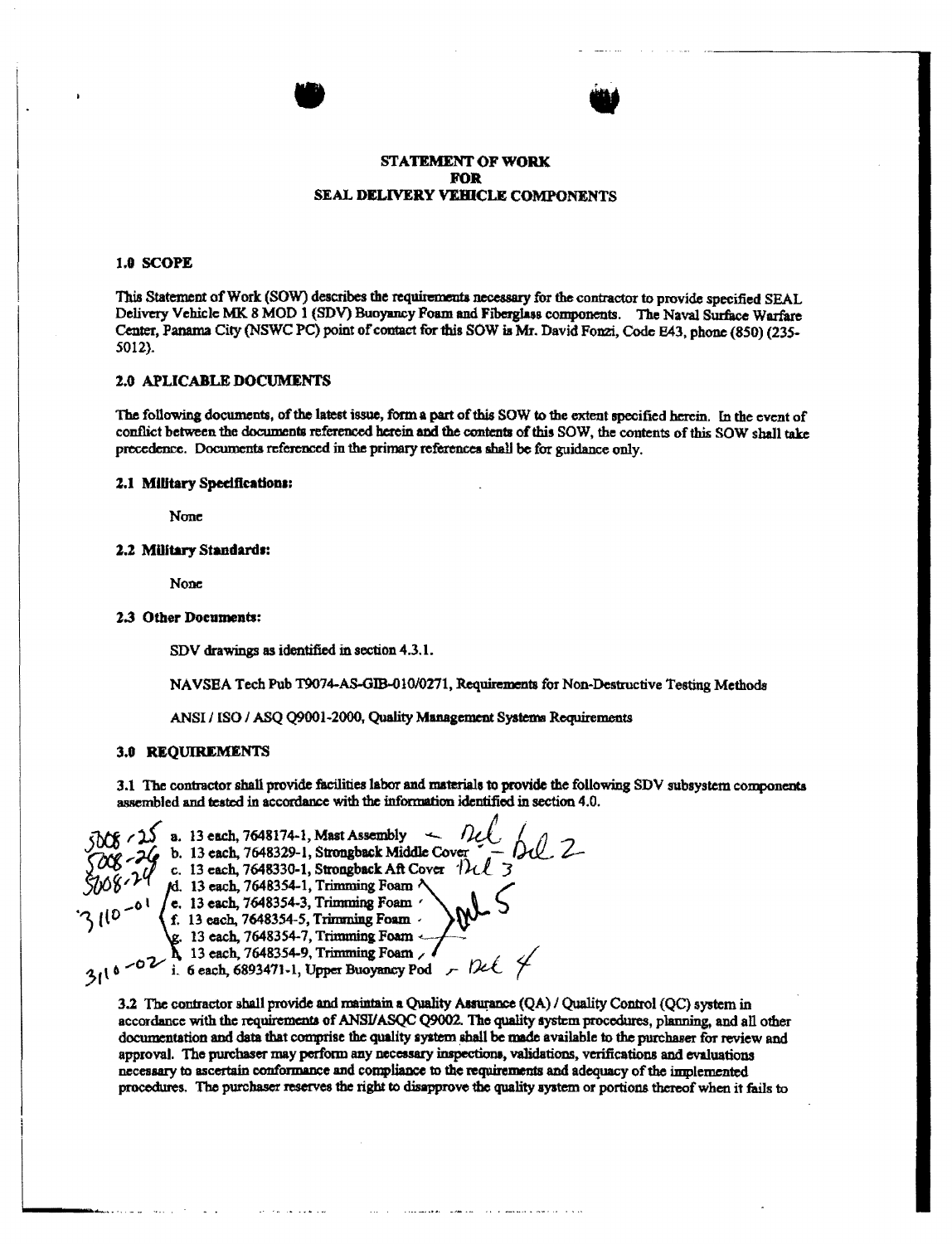**STATEMENT OF WORK**
**FOR**
**SEAL DELIVERY VEHICLE COMPONENTS**

## 1.0 SCOPE

This Statement of Work (SOW) describes the requirements necessary for the contractor to provide specified SEAL Delivery Vehicle MK 8 MOD 1 (SDV) Buoyancy Foam and Fiberglass components. The Naval Surface Warfare Center, Panama City (NSWC PC) point of contact for this SOW is Mr. David Fonzi, Code E43, phone (850) (235-5012).

## 2.0 APLICABLE DOCUMENTS

The following documents, of the latest issue, form a part of this SOW to the extent specified herein. In the event of conflict between the documents referenced herein and the contents of this SOW, the contents of this SOW shall take precedence. Documents referenced in the primary references shall be for guidance only.

### 2.1 Military Specifications:

None

### 2.2 Military Standards:

None

### 2.3 Other Documents:

SDV drawings as identified in section 4.3.1.

NAVSEA Tech Pub T9074-AS-GIB-010/0271, Requirements for Non-Destructive Testing Methods

ANSI / ISO / ASQ Q9001-2000, Quality Management Systems Requirements

## 3.0 REQUIREMENTS

3.1 The contractor shall provide facilities labor and materials to provide the following SDV subsystem components assembled and tested in accordance with the information identified in section 4.0.

- 5008-25 a. 13 each, 7648174-1, Mast Assembly ← Del 1
- 5008-26 b. 13 each, 7648329-1, Strongback Middle Cover – Del 2
- 5008-24 c. 13 each, 7648330-1, Strongback Aft Cover Del 3
- 3110-01 d. 13 each, 7648354-1, Trimming Foam
- e. 13 each, 7648354-3, Trimming Foam
- f. 13 each, 7648354-5, Trimming Foam
- g. 13 each, 7648354-7, Trimming Foam
- h. 13 each, 7648354-9, Trimming Foam (d–h: Del 5)
- 3110-02 i. 6 each, 6893471-1, Upper Buoyancy Pod – Del 4

3.2 The contractor shall provide and maintain a Quality Assurance (QA) / Quality Control (QC) system in accordance with the requirements of ANSI/ASQC Q9002. The quality system procedures, planning, and all other documentation and data that comprise the quality system shall be made available to the purchaser for review and approval. The purchaser may perform any necessary inspections, validations, verifications and evaluations necessary to ascertain conformance and compliance to the requirements and adequacy of the implemented procedures. The purchaser reserves the right to disapprove the quality system or portions thereof when it fails to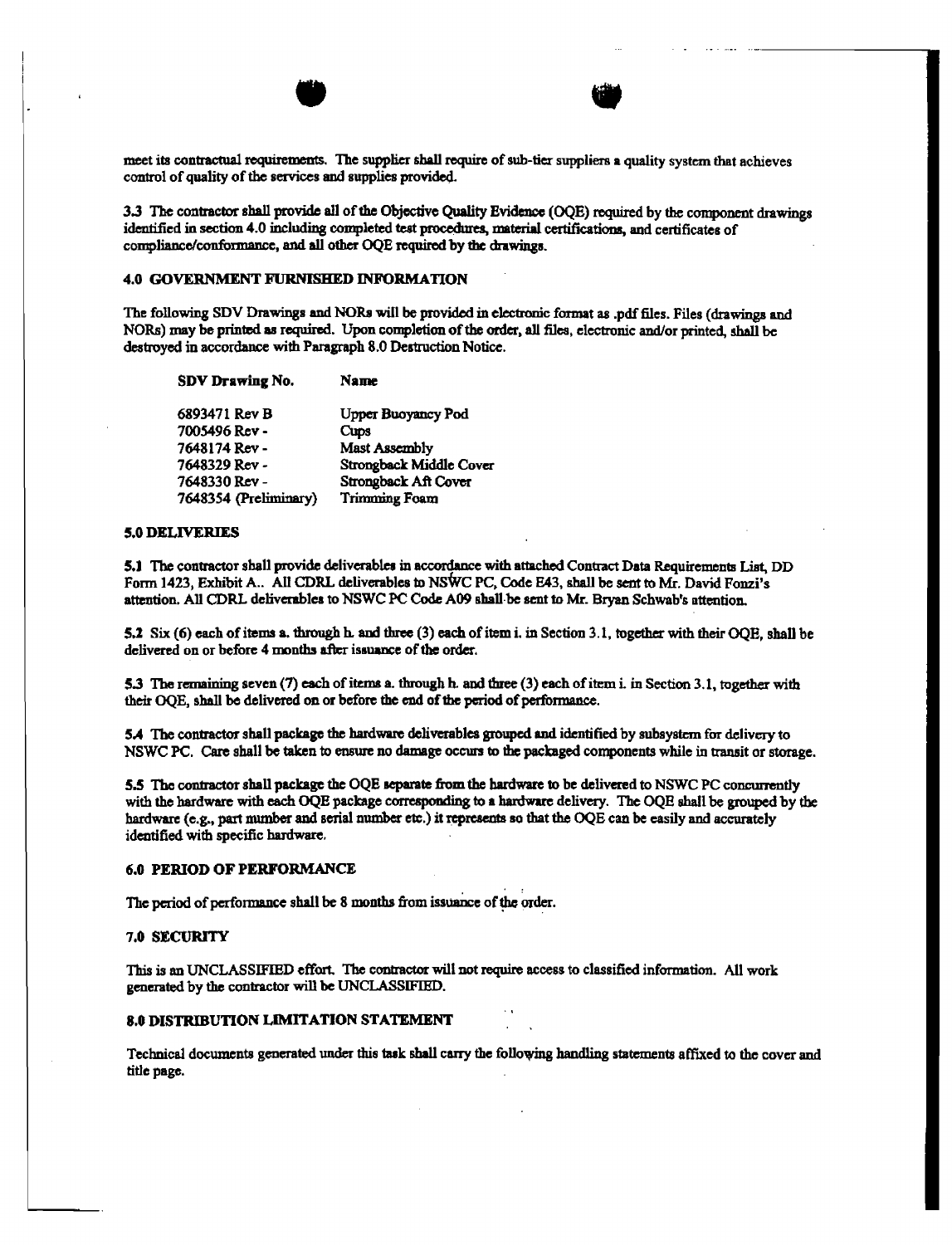meet its contractual requirements. The supplier shall require of sub-tier suppliers a quality system that achieves control of quality of the services and supplies provided.

3.3 The contractor shall provide all of the Objective Quality Evidence (OQE) required by the component drawings identified in section 4.0 including completed test procedures, material certifications, and certificates of compliance/conformance, and all other OQE required by the drawings.

## 4.0 GOVERNMENT FURNISHED INFORMATION

The following SDV Drawings and NORs will be provided in electronic format as .pdf files. Files (drawings and NORs) may be printed as required. Upon completion of the order, all files, electronic and/or printed, shall be destroyed in accordance with Paragraph 8.0 Destruction Notice.

| SDV Drawing No. | Name |
|---|---|
| 6893471 Rev B | Upper Buoyancy Pod |
| 7005496 Rev - | Cups |
| 7648174 Rev - | Mast Assembly |
| 7648329 Rev - | Strongback Middle Cover |
| 7648330 Rev - | Strongback Aft Cover |
| 7648354 (Preliminary) | Trimming Foam |

## 5.0 DELIVERIES

5.1 The contractor shall provide deliverables in accordance with attached Contract Data Requirements List, DD Form 1423, Exhibit A.. All CDRL deliverables to NSWC PC, Code E43, shall be sent to Mr. David Fonzi's attention. All CDRL deliverables to NSWC PC Code A09 shall be sent to Mr. Bryan Schwab's attention.

5.2 Six (6) each of items a. through h. and three (3) each of item i. in Section 3.1, together with their OQE, shall be delivered on or before 4 months after issuance of the order.

5.3 The remaining seven (7) each of items a. through h. and three (3) each of item i. in Section 3.1, together with their OQE, shall be delivered on or before the end of the period of performance.

5.4 The contractor shall package the hardware deliverables grouped and identified by subsystem for delivery to NSWC PC. Care shall be taken to ensure no damage occurs to the packaged components while in transit or storage.

5.5 The contractor shall package the OQE separate from the hardware to be delivered to NSWC PC concurrently with the hardware with each OQE package corresponding to a hardware delivery. The OQE shall be grouped by the hardware (e.g., part number and serial number etc.) it represents so that the OQE can be easily and accurately identified with specific hardware.

## 6.0 PERIOD OF PERFORMANCE

The period of performance shall be 8 months from issuance of the order.

## 7.0 SECURITY

This is an UNCLASSIFIED effort. The contractor will not require access to classified information. All work generated by the contractor will be UNCLASSIFIED.

## 8.0 DISTRIBUTION LIMITATION STATEMENT

Technical documents generated under this task shall carry the following handling statements affixed to the cover and title page.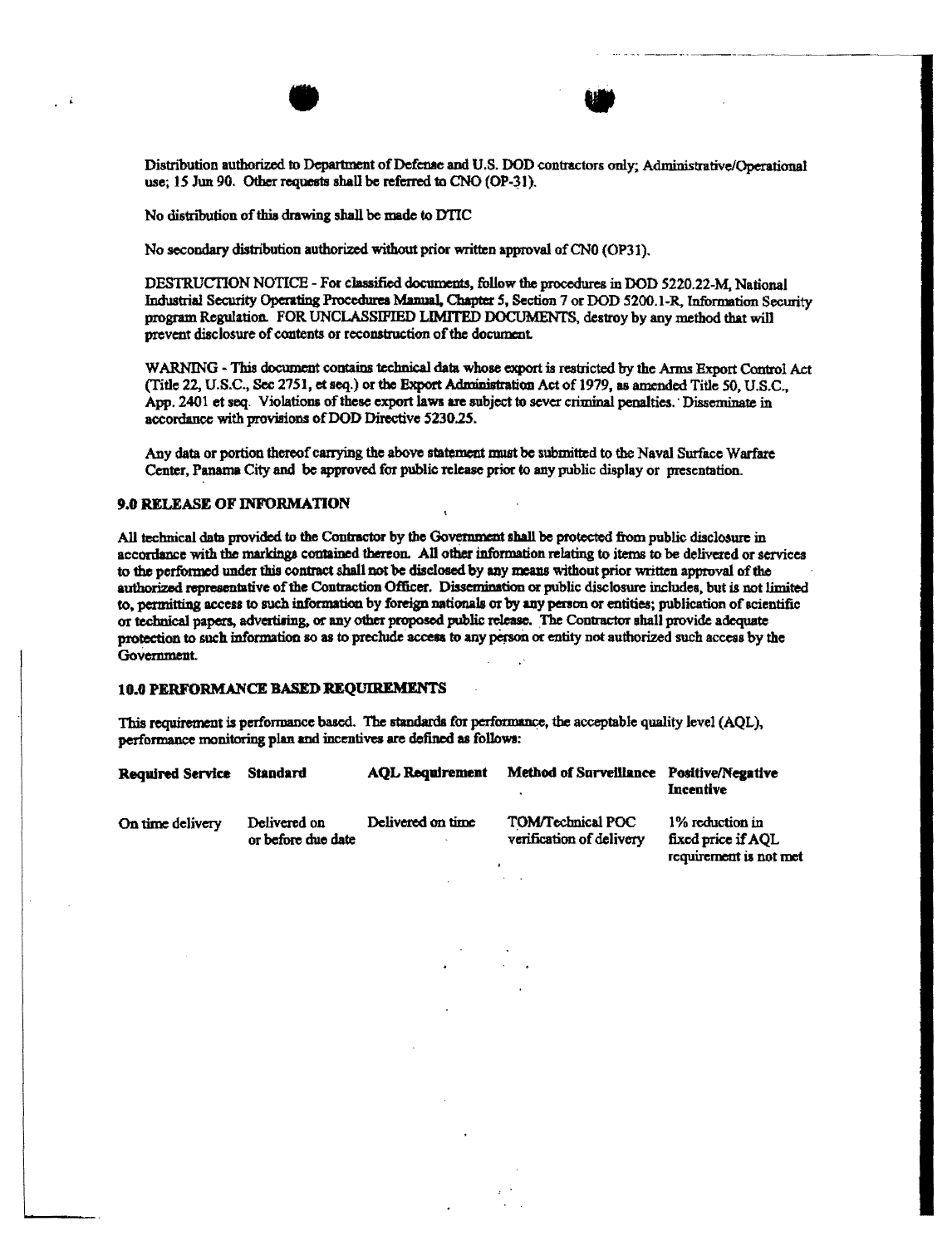Distribution authorized to Department of Defense and U.S. DOD contractors only; Administrative/Operational use; 15 Jun 90. Other requests shall be referred to CNO (OP-31).

No distribution of this drawing shall be made to DTIC

No secondary distribution authorized without prior written approval of CN0 (OP31).

DESTRUCTION NOTICE - For classified documents, follow the procedures in DOD 5220.22-M, National Industrial Security Operating Procedures Manual, Chapter 5, Section 7 or DOD 5200.1-R, Information Security program Regulation. FOR UNCLASSIFIED LIMITED DOCUMENTS, destroy by any method that will prevent disclosure of contents or reconstruction of the document.

WARNING - This document contains technical data whose export is restricted by the Arms Export Control Act (Title 22, U.S.C., Sec 2751, et seq.) or the Export Administration Act of 1979, as amended Title 50, U.S.C., App. 2401 et seq. Violations of these export laws are subject to sever criminal penalties. Disseminate in accordance with provisions of DOD Directive 5230.25.

Any data or portion thereof carrying the above statement must be submitted to the Naval Surface Warfare Center, Panama City and be approved for public release prior to any public display or presentation.

### 9.0 RELEASE OF INFORMATION

All technical data provided to the Contractor by the Government shall be protected from public disclosure in accordance with the markings contained thereon. All other information relating to items to be delivered or services to the performed under this contract shall not be disclosed by any means without prior written approval of the authorized representative of the Contraction Officer. Dissemination or public disclosure includes, but is not limited to, permitting access to such information by foreign nationals or by any person or entities; publication of scientific or technical papers, advertising, or any other proposed public release. The Contractor shall provide adequate protection to such information so as to preclude access to any person or entity not authorized such access by the Government.

### 10.0 PERFORMANCE BASED REQUIREMENTS

This requirement is performance based. The standards for performance, the acceptable quality level (AQL), performance monitoring plan and incentives are defined as follows:

| Required Service | Standard | AQL Requirement | Method of Surveillance | Positive/Negative Incentive |
|---|---|---|---|---|
| On time delivery | Delivered on or before due date | Delivered on time | TOM/Technical POC verification of delivery | 1% reduction in fixed price if AQL requirement is not met |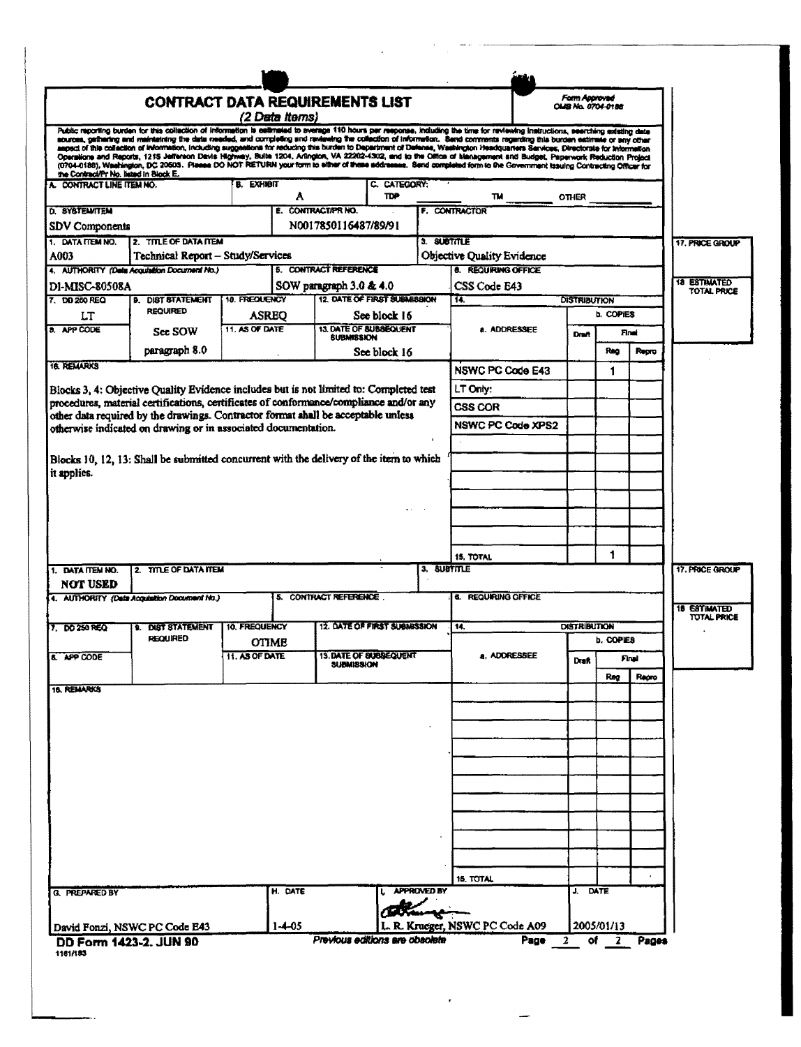# CONTRACT DATA REQUIREMENTS LIST

*(2 Data Items)*

Form Approved
OMB No. 0704-0188

Public reporting burden for this collection of information is estimated to average 110 hours per response, including the time for reviewing instructions, searching existing data sources, gathering and maintaining the data needed, and completing and reviewing the collection of information. Send comments regarding this burden estimate or any other aspect of this collection of information, including suggestions for reducing this burden to Department of Defense, Washington Headquarters Services, Directorate for Information Operations and Reports, 1215 Jefferson Davis Highway, Suite 1204, Arlington, VA 22202-4302, and to the Office of Management and Budget, Paperwork Reduction Project (0704-0188), Washington, DC 20503. Please DO NOT RETURN your form to either of these addresses. Send completed form to the Government Issuing Contracting Officer for the Contract/Pr No. listed in Block E.

| A. CONTRACT LINE ITEM NO. | B. EXHIBIT | C. CATEGORY: |
|---|---|---|
| | A | TDP ____ TM ____ OTHER ____ |

| D. SYSTEM/ITEM | E. CONTRACT/PR NO. | F. CONTRACTOR |
|---|---|---|
| SDV Components | N0017850116487/89/91 | |

## Data Item A003

| Field | Value |
|---|---|
| 1. DATA ITEM NO. | A003 |
| 2. TITLE OF DATA ITEM | Technical Report – Study/Services |
| 3. SUBTITLE | Objective Quality Evidence |
| 4. AUTHORITY (Data Acquisition Document No.) | DI-MISC-80508A |
| 5. CONTRACT REFERENCE | SOW paragraph 3.0 & 4.0 |
| 6. REQUIRING OFFICE | CSS Code E43 |
| 7. DD 250 REQ | LT |
| 8. APP CODE | |
| 9. DIST STATEMENT REQUIRED | See SOW paragraph 8.0 |
| 10. FREQUENCY | ASREQ |
| 11. AS OF DATE | |
| 12. DATE OF FIRST SUBMISSION | See block 16 |
| 13. DATE OF SUBSEQUENT SUBMISSION | See block 16 |
| 17. PRICE GROUP | |
| 18. ESTIMATED TOTAL PRICE | |

**16. REMARKS**

Blocks 3, 4: Objective Quality Evidence includes but is not limited to: Completed test procedures, material certifications, certificates of conformance/compliance and/or any other data required by the drawings. Contractor format shall be acceptable unless otherwise indicated on drawing or in associated documentation.

Blocks 10, 12, 13: Shall be submitted concurrent with the delivery of the item to which it applies.

**14. DISTRIBUTION**

| a. ADDRESSEE | b. COPIES Draft | Final Reg | Final Repro |
|---|---|---|---|
| NSWC PC Code E43 | | 1 | |
| LT Only: | | | |
| CSS COR | | | |
| NSWC PC Code XPS2 | | | |
| 15. TOTAL | | 1 | |

## Data Item NOT USED

| Field | Value |
|---|---|
| 1. DATA ITEM NO. | NOT USED |
| 2. TITLE OF DATA ITEM | |
| 3. SUBTITLE | |
| 4. AUTHORITY (Data Acquisition Document No.) | |
| 5. CONTRACT REFERENCE | |
| 6. REQUIRING OFFICE | |
| 7. DD 250 REQ | |
| 8. APP CODE | |
| 9. DIST STATEMENT REQUIRED | |
| 10. FREQUENCY | OTIME |
| 11. AS OF DATE | |
| 12. DATE OF FIRST SUBMISSION | |
| 13. DATE OF SUBSEQUENT SUBMISSION | |
| 17. PRICE GROUP | |
| 18. ESTIMATED TOTAL PRICE | |

**16. REMARKS**

**14. DISTRIBUTION**

| a. ADDRESSEE | b. COPIES Draft | Final Reg | Final Repro |
|---|---|---|---|
| 15. TOTAL | | | |

| G. PREPARED BY | H. DATE | I. APPROVED BY | J. DATE |
|---|---|---|---|
| David Fonzi, NSWC PC Code E43 | 1-4-05 | L. R. Krueger, NSWC PC Code A09 | 2005/01/13 |

DD Form 1423-2, JUN 90 — *Previous editions are obsolete*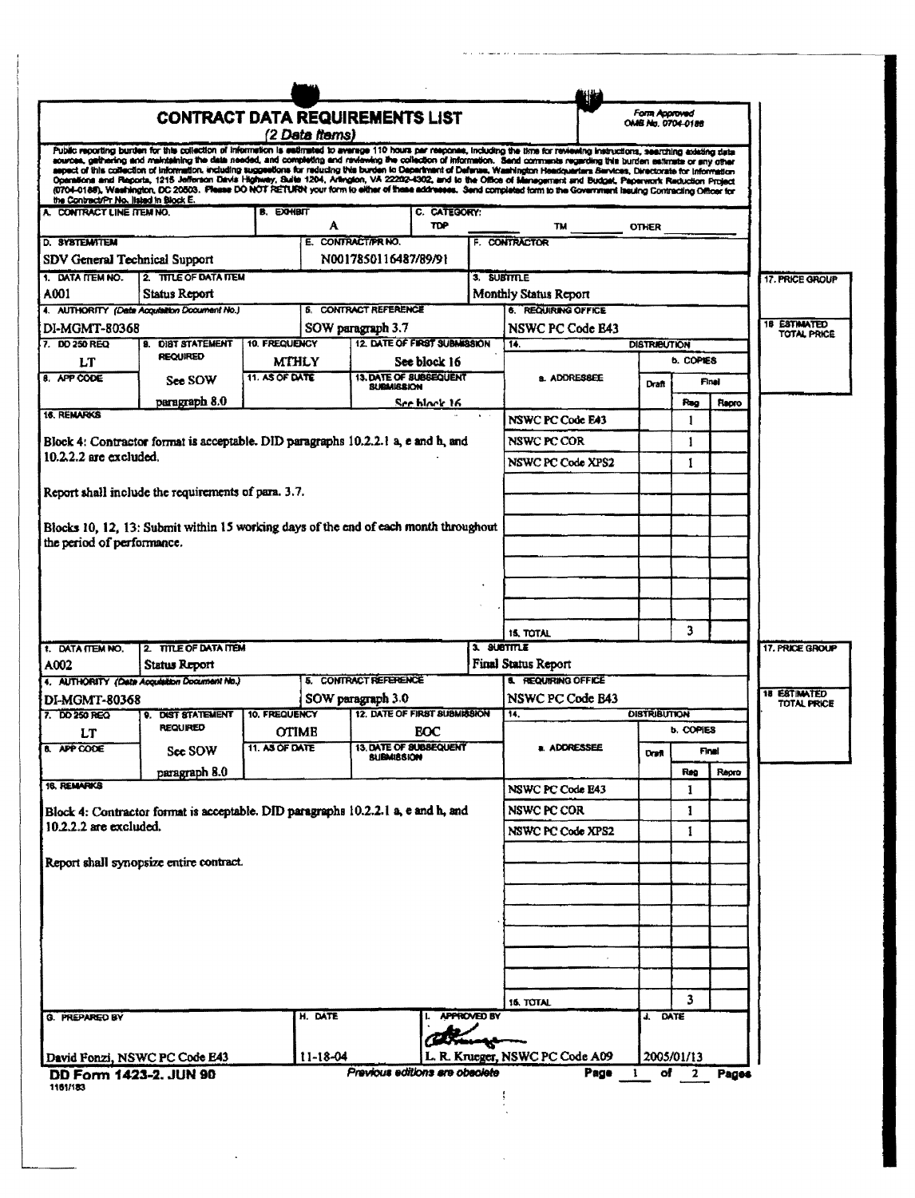# CONTRACT DATA REQUIREMENTS LIST

*(2 Data Items)*

Form Approved OMB No. 0704-0188

Public reporting burden for this collection of information is estimated to average 110 hours per response, including the time for reviewing instructions, searching existing data sources, gathering and maintaining the data needed, and completing and reviewing the collection of information. Send comments regarding this burden estimate or any other aspect of this collection of information, including suggestions for reducing this burden to Department of Defense, Washington Headquarters Services, Directorate for Information Operations and Reports, 1215 Jefferson Davis Highway, Suite 1204, Arlington, VA 22202-4302, and to the Office of Management and Budget, Paperwork Reduction Project (0704-0188), Washington, DC 20503. Please DO NOT RETURN your form to either of these addresses. Send completed form to the Government Issuing Contracting Officer for the Contract/Pr No. listed in Block E.

| A. CONTRACT LINE ITEM NO. | B. EXHIBIT | C. CATEGORY: |
|---|---|---|
| | A | TDP ___ TM ___ OTHER ___ |

| D. SYSTEM/ITEM | E. CONTRACT/PR NO. | F. CONTRACTOR |
|---|---|---|
| SDV General Technical Support | N0017850116487/89/91 | |

## Data Item A001

| Field | Value |
|---|---|
| 1. DATA ITEM NO. | A001 |
| 2. TITLE OF DATA ITEM | Status Report |
| 3. SUBTITLE | Monthly Status Report |
| 4. AUTHORITY (Data Acquisition Document No.) | DI-MGMT-80368 |
| 5. CONTRACT REFERENCE | SOW paragraph 3.7 |
| 6. REQUIRING OFFICE | NSWC PC Code E43 |
| 7. DD 250 REQ | LT |
| 8. APP CODE | |
| 9. DIST STATEMENT REQUIRED | See SOW paragraph 8.0 |
| 10. FREQUENCY | MTHLY |
| 11. AS OF DATE | |
| 12. DATE OF FIRST SUBMISSION | See block 16 |
| 13. DATE OF SUBSEQUENT SUBMISSION | See block 16 |
| 17. PRICE GROUP | |
| 18. ESTIMATED TOTAL PRICE | |

**16. REMARKS**

Block 4: Contractor format is acceptable. DID paragraphs 10.2.2.1 a, e and h, and 10.2.2.2 are excluded.

Report shall include the requirements of para. 3.7.

Blocks 10, 12, 13: Submit within 15 working days of the end of each month throughout the period of performance.

**14. DISTRIBUTION**

| a. ADDRESSEE | b. COPIES Draft | Final Reg | Final Repro |
|---|---|---|---|
| NSWC PC Code E43 | | 1 | |
| NSWC PC COR | | 1 | |
| NSWC PC Code XPS2 | | 1 | |
| 15. TOTAL | | 3 | |

## Data Item A002

| Field | Value |
|---|---|
| 1. DATA ITEM NO. | A002 |
| 2. TITLE OF DATA ITEM | Status Report |
| 3. SUBTITLE | Final Status Report |
| 4. AUTHORITY (Data Acquisition Document No.) | DI-MGMT-80368 |
| 5. CONTRACT REFERENCE | SOW paragraph 3.0 |
| 6. REQUIRING OFFICE | NSWC PC Code E43 |
| 7. DD 250 REQ | LT |
| 8. APP CODE | |
| 9. DIST STATEMENT REQUIRED | See SOW paragraph 8.0 |
| 10. FREQUENCY | OTIME |
| 11. AS OF DATE | |
| 12. DATE OF FIRST SUBMISSION | EOC |
| 13. DATE OF SUBSEQUENT SUBMISSION | |
| 17. PRICE GROUP | |
| 18. ESTIMATED TOTAL PRICE | |

**16. REMARKS**

Block 4: Contractor format is acceptable. DID paragraphs 10.2.2.1 a, e and h, and 10.2.2.2 are excluded.

Report shall synopsize entire contract.

**14. DISTRIBUTION**

| a. ADDRESSEE | b. COPIES Draft | Final Reg | Final Repro |
|---|---|---|---|
| NSWC PC Code E43 | | 1 | |
| NSWC PC COR | | 1 | |
| NSWC PC Code XPS2 | | 1 | |
| 15. TOTAL | | 3 | |

| G. PREPARED BY | H. DATE | I. APPROVED BY | J. DATE |
|---|---|---|---|
| David Fonzi, NSWC PC Code E43 | 11-18-04 | L. R. Krueger, NSWC PC Code A09 | 2005/01/13 |

**DD Form 1423-2, JUN 90** *Previous editions are obsolete* Page 1 of 2 Pages

1161/183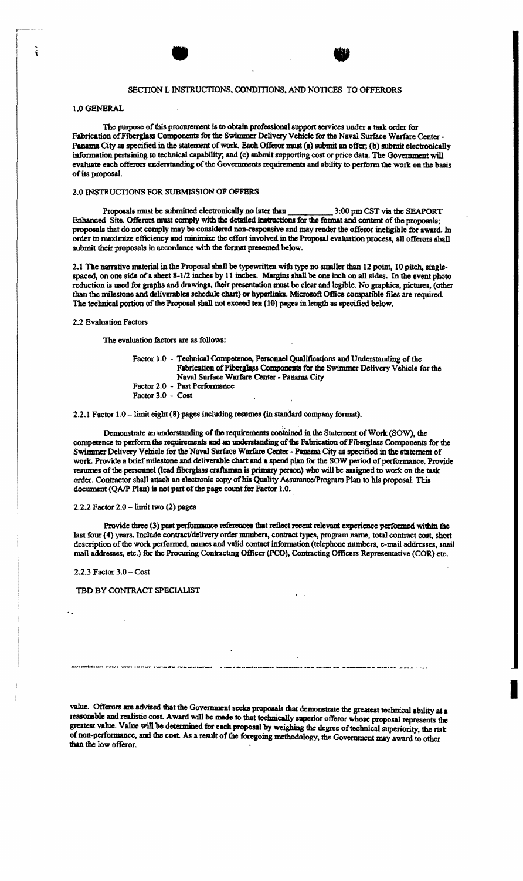# SECTION L INSTRUCTIONS, CONDITIONS, AND NOTICES TO OFFERORS

## 1.0 GENERAL

The purpose of this procurement is to obtain professional support services under a task order for Fabrication of Fiberglass Components for the Swimmer Delivery Vehicle for the Naval Surface Warfare Center - Panama City as specified in the statement of work. Each Offeror must (a) submit an offer; (b) submit electronically information pertaining to technical capability; and (c) submit supporting cost or price data. The Government will evaluate each offerors understanding of the Governments requirements and ability to perform the work on the basis of its proposal.

## 2.0 INSTRUCTIONS FOR SUBMISSION OF OFFERS

Proposals must be submitted electronically no later than \_\_\_\_\_\_\_\_\_\_ 3:00 pm CST via the SEAPORT Enhanced Site. Offerors must comply with the detailed instructions for the format and content of the proposals; proposals that do not comply may be considered non-responsive and may render the offeror ineligible for award. In order to maximize efficiency and minimize the effort involved in the Proposal evaluation process, all offerors shall submit their proposals in accordance with the format presented below.

2.1 The narrative material in the Proposal shall be typewritten with type no smaller than 12 point, 10 pitch, single-spaced, on one side of a sheet 8-1/2 inches by 11 inches. Margins shall be one inch on all sides. In the event photo reduction is used for graphs and drawings, their presentation must be clear and legible. No graphics, pictures, (other than the milestone and deliverables schedule chart) or hyperlinks. Microsoft Office compatible files are required. The technical portion of the Proposal shall not exceed ten (10) pages in length as specified below.

2.2 Evaluation Factors

The evaluation factors are as follows:

Factor 1.0 - Technical Competence, Personnel Qualifications and Understanding of the Fabrication of Fiberglass Components for the Swimmer Delivery Vehicle for the Naval Surface Warfare Center - Panama City
Factor 2.0 - Past Performance
Factor 3.0 - Cost

2.2.1 Factor 1.0 – limit eight (8) pages including resumes (in standard company format).

Demonstrate an understanding of the requirements contained in the Statement of Work (SOW), the competence to perform the requirements and an understanding of the Fabrication of Fiberglass Components for the Swimmer Delivery Vehicle for the Naval Surface Warfare Center - Panama City as specified in the statement of work. Provide a brief milestone and deliverable chart and a spend plan for the SOW period of performance. Provide resumes of the personnel (lead fiberglass craftsman is primary person) who will be assigned to work on the task order. Contractor shall attach an electronic copy of his Quality Assurance/Program Plan to his proposal. This document (QA/P Plan) is not part of the page count for Factor 1.0.

2.2.2 Factor 2.0 – limit two (2) pages

Provide three (3) past performance references that reflect recent relevant experience performed within the last four (4) years. Include contract/delivery order numbers, contract types, program name, total contract cost, short description of the work performed, names and valid contact information (telephone numbers, e-mail addresses, snail mail addresses, etc.) for the Procuring Contracting Officer (PCO), Contracting Officers Representative (COR) etc.

2.2.3 Factor 3.0 – Cost

TBD BY CONTRACT SPECIALIST

value. Offerors are advised that the Government seeks proposals that demonstrate the greatest technical ability at a reasonable and realistic cost. Award will be made to that technically superior offeror whose proposal represents the greatest value. Value will be determined for each proposal by weighing the degree of technical superiority, the risk of non-performance, and the cost. As a result of the foregoing methodology, the Government may award to other than the low offeror.